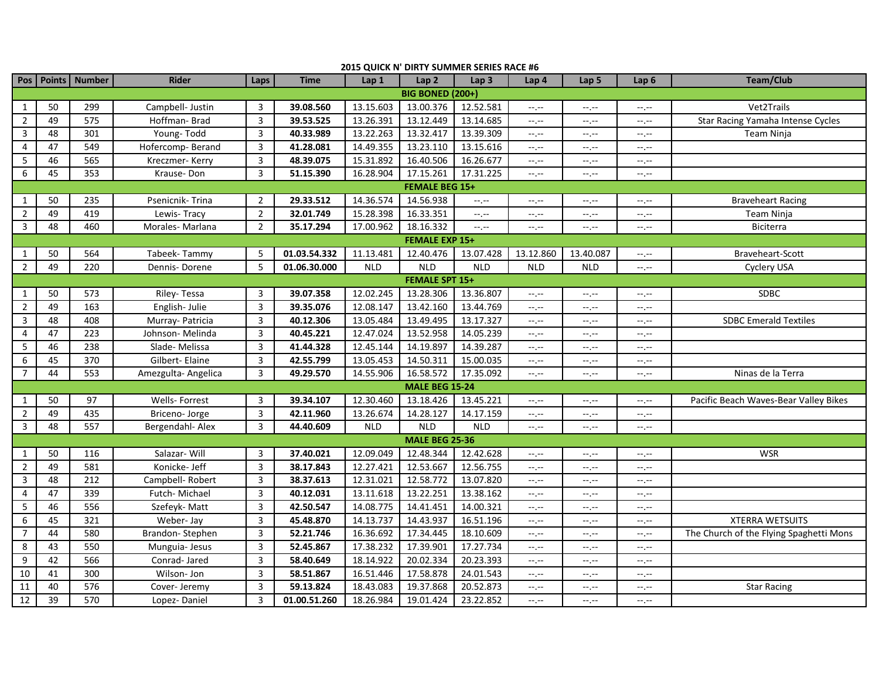## 2015 QUICK N' DIRTY SUMMER SERIES RACE #6

| Pos | Points | Number | Rider | Laps | Time | Lap 1 | Lap 2 | Lap 3 | Lap 4 | Lap 5 | Lap 6 | Team/Club |
|---|---|---|---|---|---|---|---|---|---|---|---|---|
| **BIG BONED (200+)** | | | | | | | | | | | | |
| 1 | 50 | 299 | Campbell- Justin | 3 | **39.08.560** | 13.15.603 | 13.00.376 | 12.52.581 | --.-- | --.-- | --.-- | Vet2Trails |
| 2 | 49 | 575 | Hoffman- Brad | 3 | **39.53.525** | 13.26.391 | 13.12.449 | 13.14.685 | --.-- | --.-- | --.-- | Star Racing Yamaha Intense Cycles |
| 3 | 48 | 301 | Young- Todd | 3 | **40.33.989** | 13.22.263 | 13.32.417 | 13.39.309 | --.-- | --.-- | --.-- | Team Ninja |
| 4 | 47 | 549 | Hofercomp- Berand | 3 | **41.28.081** | 14.49.355 | 13.23.110 | 13.15.616 | --.-- | --.-- | --.-- | |
| 5 | 46 | 565 | Kreczmer- Kerry | 3 | **48.39.075** | 15.31.892 | 16.40.506 | 16.26.677 | --.-- | --.-- | --.-- | |
| 6 | 45 | 353 | Krause- Don | 3 | **51.15.390** | 16.28.904 | 17.15.261 | 17.31.225 | --.-- | --.-- | --.-- | |
| **FEMALE BEG 15+** | | | | | | | | | | | | |
| 1 | 50 | 235 | Psenicnik- Trina | 2 | **29.33.512** | 14.36.574 | 14.56.938 | --.-- | --.-- | --.-- | --.-- | Braveheart Racing |
| 2 | 49 | 419 | Lewis- Tracy | 2 | **32.01.749** | 15.28.398 | 16.33.351 | --.-- | --.-- | --.-- | --.-- | Team Ninja |
| 3 | 48 | 460 | Morales- Marlana | 2 | **35.17.294** | 17.00.962 | 18.16.332 | --.-- | --.-- | --.-- | --.-- | Biciterra |
| **FEMALE EXP 15+** | | | | | | | | | | | | |
| 1 | 50 | 564 | Tabeek- Tammy | 5 | **01.03.54.332** | 11.13.481 | 12.40.476 | 13.07.428 | 13.12.860 | 13.40.087 | --.-- | Braveheart-Scott |
| 2 | 49 | 220 | Dennis- Dorene | 5 | **01.06.30.000** | NLD | NLD | NLD | NLD | NLD | --.-- | Cyclery USA |
| **FEMALE SPT 15+** | | | | | | | | | | | | |
| 1 | 50 | 573 | Riley- Tessa | 3 | **39.07.358** | 12.02.245 | 13.28.306 | 13.36.807 | --.-- | --.-- | --.-- | SDBC |
| 2 | 49 | 163 | English- Julie | 3 | **39.35.076** | 12.08.147 | 13.42.160 | 13.44.769 | --.-- | --.-- | --.-- | |
| 3 | 48 | 408 | Murray- Patricia | 3 | **40.12.306** | 13.05.484 | 13.49.495 | 13.17.327 | --.-- | --.-- | --.-- | SDBC Emerald Textiles |
| 4 | 47 | 223 | Johnson- Melinda | 3 | **40.45.221** | 12.47.024 | 13.52.958 | 14.05.239 | --.-- | --.-- | --.-- | |
| 5 | 46 | 238 | Slade- Melissa | 3 | **41.44.328** | 12.45.144 | 14.19.897 | 14.39.287 | --.-- | --.-- | --.-- | |
| 6 | 45 | 370 | Gilbert- Elaine | 3 | **42.55.799** | 13.05.453 | 14.50.311 | 15.00.035 | --.-- | --.-- | --.-- | |
| 7 | 44 | 553 | Amezgulta- Angelica | 3 | **49.29.570** | 14.55.906 | 16.58.572 | 17.35.092 | --.-- | --.-- | --.-- | Ninas de la Terra |
| **MALE BEG 15-24** | | | | | | | | | | | | |
| 1 | 50 | 97 | Wells- Forrest | 3 | **39.34.107** | 12.30.460 | 13.18.426 | 13.45.221 | --.-- | --.-- | --.-- | Pacific Beach Waves-Bear Valley Bikes |
| 2 | 49 | 435 | Briceno- Jorge | 3 | **42.11.960** | 13.26.674 | 14.28.127 | 14.17.159 | --.-- | --.-- | --.-- | |
| 3 | 48 | 557 | Bergendahl- Alex | 3 | **44.40.609** | NLD | NLD | NLD | --.-- | --.-- | --.-- | |
| **MALE BEG 25-36** | | | | | | | | | | | | |
| 1 | 50 | 116 | Salazar- Will | 3 | **37.40.021** | 12.09.049 | 12.48.344 | 12.42.628 | --.-- | --.-- | --.-- | WSR |
| 2 | 49 | 581 | Konicke- Jeff | 3 | **38.17.843** | 12.27.421 | 12.53.667 | 12.56.755 | --.-- | --.-- | --.-- | |
| 3 | 48 | 212 | Campbell- Robert | 3 | **38.37.613** | 12.31.021 | 12.58.772 | 13.07.820 | --.-- | --.-- | --.-- | |
| 4 | 47 | 339 | Futch- Michael | 3 | **40.12.031** | 13.11.618 | 13.22.251 | 13.38.162 | --.-- | --.-- | --.-- | |
| 5 | 46 | 556 | Szefeyk- Matt | 3 | **42.50.547** | 14.08.775 | 14.41.451 | 14.00.321 | --.-- | --.-- | --.-- | |
| 6 | 45 | 321 | Weber- Jay | 3 | **45.48.870** | 14.13.737 | 14.43.937 | 16.51.196 | --.-- | --.-- | --.-- | XTERRA WETSUITS |
| 7 | 44 | 580 | Brandon- Stephen | 3 | **52.21.746** | 16.36.692 | 17.34.445 | 18.10.609 | --.-- | --.-- | --.-- | The Church of the Flying Spaghetti Mons |
| 8 | 43 | 550 | Munguia- Jesus | 3 | **52.45.867** | 17.38.232 | 17.39.901 | 17.27.734 | --.-- | --.-- | --.-- | |
| 9 | 42 | 566 | Conrad- Jared | 3 | **58.40.649** | 18.14.922 | 20.02.334 | 20.23.393 | --.-- | --.-- | --.-- | |
| 10 | 41 | 300 | Wilson- Jon | 3 | **58.51.867** | 16.51.446 | 17.58.878 | 24.01.543 | --.-- | --.-- | --.-- | |
| 11 | 40 | 576 | Cover- Jeremy | 3 | **59.13.824** | 18.43.083 | 19.37.868 | 20.52.873 | --.-- | --.-- | --.-- | Star Racing |
| 12 | 39 | 570 | Lopez- Daniel | 3 | **01.00.51.260** | 18.26.984 | 19.01.424 | 23.22.852 | --.-- | --.-- | --.-- | |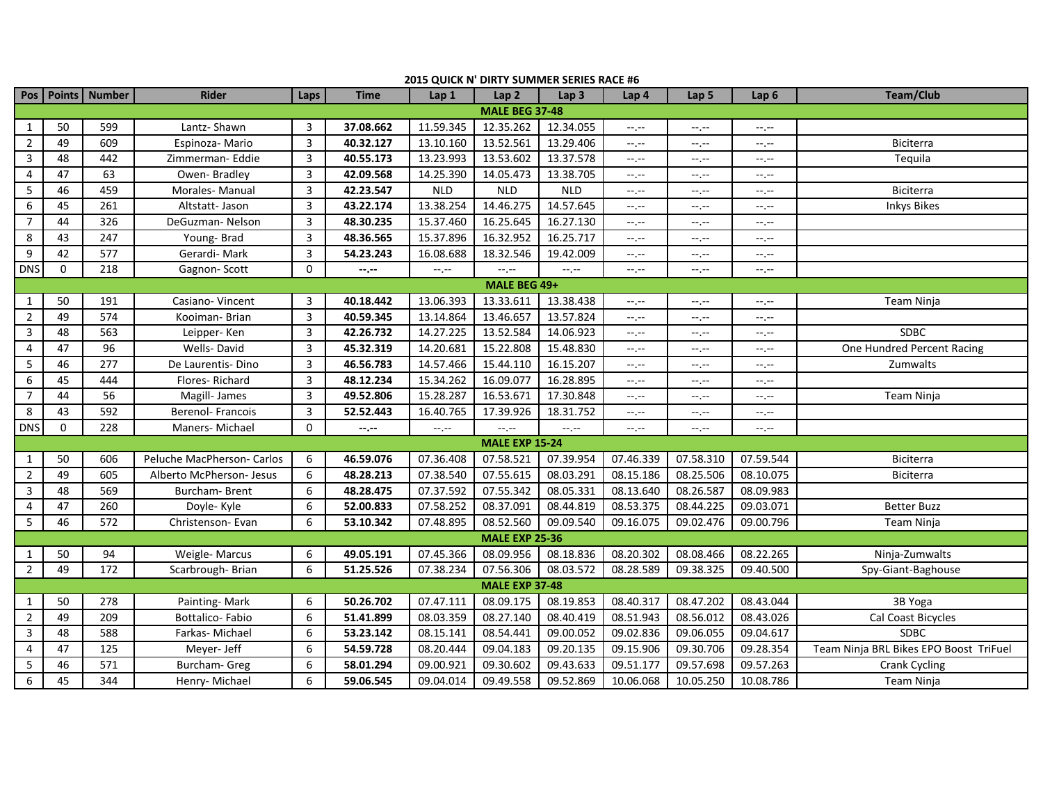## 2015 QUICK N' DIRTY SUMMER SERIES RACE #6

| Pos | Points | Number | Rider | Laps | Time | Lap 1 | Lap 2 | Lap 3 | Lap 4 | Lap 5 | Lap 6 | Team/Club |
|---|---|---|---|---|---|---|---|---|---|---|---|---|
| **MALE BEG 37-48** | | | | | | | | | | | | |
| 1 | 50 | 599 | Lantz- Shawn | 3 | **37.08.662** | 11.59.345 | 12.35.262 | 12.34.055 | --.-- | --.-- | --.-- | |
| 2 | 49 | 609 | Espinoza- Mario | 3 | **40.32.127** | 13.10.160 | 13.52.561 | 13.29.406 | --.-- | --.-- | --.-- | Biciterra |
| 3 | 48 | 442 | Zimmerman- Eddie | 3 | **40.55.173** | 13.23.993 | 13.53.602 | 13.37.578 | --.-- | --.-- | --.-- | Tequila |
| 4 | 47 | 63 | Owen- Bradley | 3 | **42.09.568** | 14.25.390 | 14.05.473 | 13.38.705 | --.-- | --.-- | --.-- | |
| 5 | 46 | 459 | Morales- Manual | 3 | **42.23.547** | NLD | NLD | NLD | --.-- | --.-- | --.-- | Biciterra |
| 6 | 45 | 261 | Altstatt- Jason | 3 | **43.22.174** | 13.38.254 | 14.46.275 | 14.57.645 | --.-- | --.-- | --.-- | Inkys Bikes |
| 7 | 44 | 326 | DeGuzman- Nelson | 3 | **48.30.235** | 15.37.460 | 16.25.645 | 16.27.130 | --.-- | --.-- | --.-- | |
| 8 | 43 | 247 | Young- Brad | 3 | **48.36.565** | 15.37.896 | 16.32.952 | 16.25.717 | --.-- | --.-- | --.-- | |
| 9 | 42 | 577 | Gerardi- Mark | 3 | **54.23.243** | 16.08.688 | 18.32.546 | 19.42.009 | --.-- | --.-- | --.-- | |
| DNS | 0 | 218 | Gagnon- Scott | 0 | **--.--** | --.-- | --.-- | --.-- | --.-- | --.-- | --.-- | |
| **MALE BEG 49+** | | | | | | | | | | | | |
| 1 | 50 | 191 | Casiano- Vincent | 3 | **40.18.442** | 13.06.393 | 13.33.611 | 13.38.438 | --.-- | --.-- | --.-- | Team Ninja |
| 2 | 49 | 574 | Kooiman- Brian | 3 | **40.59.345** | 13.14.864 | 13.46.657 | 13.57.824 | --.-- | --.-- | --.-- | |
| 3 | 48 | 563 | Leipper- Ken | 3 | **42.26.732** | 14.27.225 | 13.52.584 | 14.06.923 | --.-- | --.-- | --.-- | SDBC |
| 4 | 47 | 96 | Wells- David | 3 | **45.32.319** | 14.20.681 | 15.22.808 | 15.48.830 | --.-- | --.-- | --.-- | One Hundred Percent Racing |
| 5 | 46 | 277 | De Laurentis- Dino | 3 | **46.56.783** | 14.57.466 | 15.44.110 | 16.15.207 | --.-- | --.-- | --.-- | Zumwalts |
| 6 | 45 | 444 | Flores- Richard | 3 | **48.12.234** | 15.34.262 | 16.09.077 | 16.28.895 | --.-- | --.-- | --.-- | |
| 7 | 44 | 56 | Magill- James | 3 | **49.52.806** | 15.28.287 | 16.53.671 | 17.30.848 | --.-- | --.-- | --.-- | Team Ninja |
| 8 | 43 | 592 | Berenol- Francois | 3 | **52.52.443** | 16.40.765 | 17.39.926 | 18.31.752 | --.-- | --.-- | --.-- | |
| DNS | 0 | 228 | Maners- Michael | 0 | **--.--** | --.-- | --.-- | --.-- | --.-- | --.-- | --.-- | |
| **MALE EXP 15-24** | | | | | | | | | | | | |
| 1 | 50 | 606 | Peluche MacPherson- Carlos | 6 | **46.59.076** | 07.36.408 | 07.58.521 | 07.39.954 | 07.46.339 | 07.58.310 | 07.59.544 | Biciterra |
| 2 | 49 | 605 | Alberto McPherson- Jesus | 6 | **48.28.213** | 07.38.540 | 07.55.615 | 08.03.291 | 08.15.186 | 08.25.506 | 08.10.075 | Biciterra |
| 3 | 48 | 569 | Burcham- Brent | 6 | **48.28.475** | 07.37.592 | 07.55.342 | 08.05.331 | 08.13.640 | 08.26.587 | 08.09.983 | |
| 4 | 47 | 260 | Doyle- Kyle | 6 | **52.00.833** | 07.58.252 | 08.37.091 | 08.44.819 | 08.53.375 | 08.44.225 | 09.03.071 | Better Buzz |
| 5 | 46 | 572 | Christenson- Evan | 6 | **53.10.342** | 07.48.895 | 08.52.560 | 09.09.540 | 09.16.075 | 09.02.476 | 09.00.796 | Team Ninja |
| **MALE EXP 25-36** | | | | | | | | | | | | |
| 1 | 50 | 94 | Weigle- Marcus | 6 | **49.05.191** | 07.45.366 | 08.09.956 | 08.18.836 | 08.20.302 | 08.08.466 | 08.22.265 | Ninja-Zumwalts |
| 2 | 49 | 172 | Scarbrough- Brian | 6 | **51.25.526** | 07.38.234 | 07.56.306 | 08.03.572 | 08.28.589 | 09.38.325 | 09.40.500 | Spy-Giant-Baghouse |
| **MALE EXP 37-48** | | | | | | | | | | | | |
| 1 | 50 | 278 | Painting- Mark | 6 | **50.26.702** | 07.47.111 | 08.09.175 | 08.19.853 | 08.40.317 | 08.47.202 | 08.43.044 | 3B Yoga |
| 2 | 49 | 209 | Bottalico- Fabio | 6 | **51.41.899** | 08.03.359 | 08.27.140 | 08.40.419 | 08.51.943 | 08.56.012 | 08.43.026 | Cal Coast Bicycles |
| 3 | 48 | 588 | Farkas- Michael | 6 | **53.23.142** | 08.15.141 | 08.54.441 | 09.00.052 | 09.02.836 | 09.06.055 | 09.04.617 | SDBC |
| 4 | 47 | 125 | Meyer- Jeff | 6 | **54.59.728** | 08.20.444 | 09.04.183 | 09.20.135 | 09.15.906 | 09.30.706 | 09.28.354 | Team Ninja BRL Bikes EPO Boost TriFuel |
| 5 | 46 | 571 | Burcham- Greg | 6 | **58.01.294** | 09.00.921 | 09.30.602 | 09.43.633 | 09.51.177 | 09.57.698 | 09.57.263 | Crank Cycling |
| 6 | 45 | 344 | Henry- Michael | 6 | **59.06.545** | 09.04.014 | 09.49.558 | 09.52.869 | 10.06.068 | 10.05.250 | 10.08.786 | Team Ninja |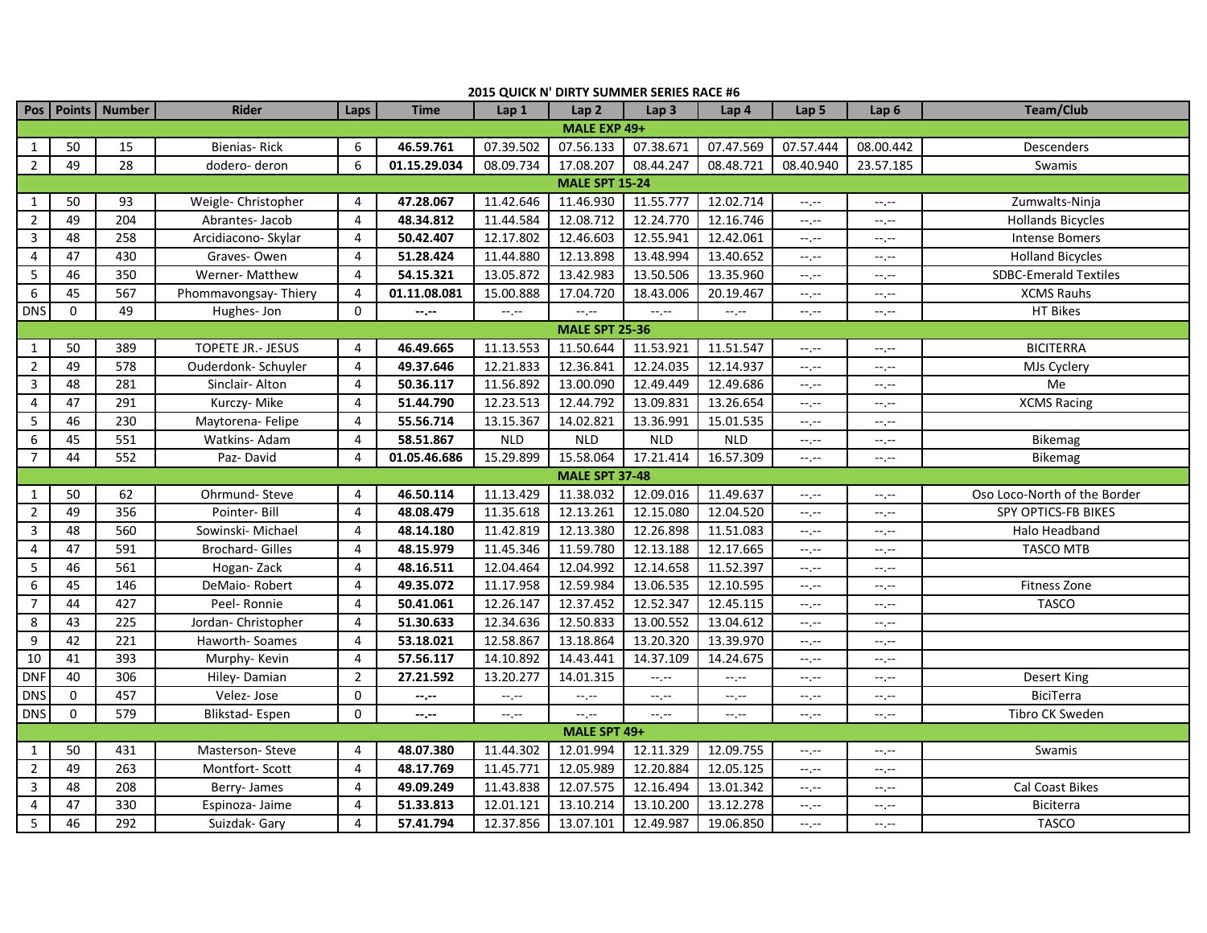## 2015 QUICK N' DIRTY SUMMER SERIES RACE #6

| Pos | Points | Number | Rider | Laps | Time | Lap 1 | Lap 2 | Lap 3 | Lap 4 | Lap 5 | Lap 6 | Team/Club |
|---|---|---|---|---|---|---|---|---|---|---|---|---|
| **MALE EXP 49+** | | | | | | | | | | | | |
| 1 | 50 | 15 | Bienias- Rick | 6 | **46.59.761** | 07.39.502 | 07.56.133 | 07.38.671 | 07.47.569 | 07.57.444 | 08.00.442 | Descenders |
| 2 | 49 | 28 | dodero- deron | 6 | **01.15.29.034** | 08.09.734 | 17.08.207 | 08.44.247 | 08.48.721 | 08.40.940 | 23.57.185 | Swamis |
| **MALE SPT 15-24** | | | | | | | | | | | | |
| 1 | 50 | 93 | Weigle- Christopher | 4 | **47.28.067** | 11.42.646 | 11.46.930 | 11.55.777 | 12.02.714 | --.-- | --.-- | Zumwalts-Ninja |
| 2 | 49 | 204 | Abrantes- Jacob | 4 | **48.34.812** | 11.44.584 | 12.08.712 | 12.24.770 | 12.16.746 | --.-- | --.-- | Hollands Bicycles |
| 3 | 48 | 258 | Arcidiacono- Skylar | 4 | **50.42.407** | 12.17.802 | 12.46.603 | 12.55.941 | 12.42.061 | --.-- | --.-- | Intense Bomers |
| 4 | 47 | 430 | Graves- Owen | 4 | **51.28.424** | 11.44.880 | 12.13.898 | 13.48.994 | 13.40.652 | --.-- | --.-- | Holland Bicycles |
| 5 | 46 | 350 | Werner- Matthew | 4 | **54.15.321** | 13.05.872 | 13.42.983 | 13.50.506 | 13.35.960 | --.-- | --.-- | SDBC-Emerald Textiles |
| 6 | 45 | 567 | Phommavongsay- Thiery | 4 | **01.11.08.081** | 15.00.888 | 17.04.720 | 18.43.006 | 20.19.467 | --.-- | --.-- | XCMS Rauhs |
| DNS | 0 | 49 | Hughes- Jon | 0 | **--.--** | --.-- | --.-- | --.-- | --.-- | --.-- | --.-- | HT Bikes |
| **MALE SPT 25-36** | | | | | | | | | | | | |
| 1 | 50 | 389 | TOPETE JR.- JESUS | 4 | **46.49.665** | 11.13.553 | 11.50.644 | 11.53.921 | 11.51.547 | --.-- | --.-- | BICITERRA |
| 2 | 49 | 578 | Ouderdonk- Schuyler | 4 | **49.37.646** | 12.21.833 | 12.36.841 | 12.24.035 | 12.14.937 | --.-- | --.-- | MJs Cyclery |
| 3 | 48 | 281 | Sinclair- Alton | 4 | **50.36.117** | 11.56.892 | 13.00.090 | 12.49.449 | 12.49.686 | --.-- | --.-- | Me |
| 4 | 47 | 291 | Kurczy- Mike | 4 | **51.44.790** | 12.23.513 | 12.44.792 | 13.09.831 | 13.26.654 | --.-- | --.-- | XCMS Racing |
| 5 | 46 | 230 | Maytorena- Felipe | 4 | **55.56.714** | 13.15.367 | 14.02.821 | 13.36.991 | 15.01.535 | --.-- | --.-- | |
| 6 | 45 | 551 | Watkins- Adam | 4 | **58.51.867** | NLD | NLD | NLD | NLD | --.-- | --.-- | Bikemag |
| 7 | 44 | 552 | Paz- David | 4 | **01.05.46.686** | 15.29.899 | 15.58.064 | 17.21.414 | 16.57.309 | --.-- | --.-- | Bikemag |
| **MALE SPT 37-48** | | | | | | | | | | | | |
| 1 | 50 | 62 | Ohrmund- Steve | 4 | **46.50.114** | 11.13.429 | 11.38.032 | 12.09.016 | 11.49.637 | --.-- | --.-- | Oso Loco-North of the Border |
| 2 | 49 | 356 | Pointer- Bill | 4 | **48.08.479** | 11.35.618 | 12.13.261 | 12.15.080 | 12.04.520 | --.-- | --.-- | SPY OPTICS-FB BIKES |
| 3 | 48 | 560 | Sowinski- Michael | 4 | **48.14.180** | 11.42.819 | 12.13.380 | 12.26.898 | 11.51.083 | --.-- | --.-- | Halo Headband |
| 4 | 47 | 591 | Brochard- Gilles | 4 | **48.15.979** | 11.45.346 | 11.59.780 | 12.13.188 | 12.17.665 | --.-- | --.-- | TASCO MTB |
| 5 | 46 | 561 | Hogan- Zack | 4 | **48.16.511** | 12.04.464 | 12.04.992 | 12.14.658 | 11.52.397 | --.-- | --.-- | |
| 6 | 45 | 146 | DeMaio- Robert | 4 | **49.35.072** | 11.17.958 | 12.59.984 | 13.06.535 | 12.10.595 | --.-- | --.-- | Fitness Zone |
| 7 | 44 | 427 | Peel- Ronnie | 4 | **50.41.061** | 12.26.147 | 12.37.452 | 12.52.347 | 12.45.115 | --.-- | --.-- | TASCO |
| 8 | 43 | 225 | Jordan- Christopher | 4 | **51.30.633** | 12.34.636 | 12.50.833 | 13.00.552 | 13.04.612 | --.-- | --.-- | |
| 9 | 42 | 221 | Haworth- Soames | 4 | **53.18.021** | 12.58.867 | 13.18.864 | 13.20.320 | 13.39.970 | --.-- | --.-- | |
| 10 | 41 | 393 | Murphy- Kevin | 4 | **57.56.117** | 14.10.892 | 14.43.441 | 14.37.109 | 14.24.675 | --.-- | --.-- | |
| DNF | 40 | 306 | Hiley- Damian | 2 | **27.21.592** | 13.20.277 | 14.01.315 | --.-- | --.-- | --.-- | --.-- | Desert King |
| DNS | 0 | 457 | Velez- Jose | 0 | **--.--** | --.-- | --.-- | --.-- | --.-- | --.-- | --.-- | BiciTerra |
| DNS | 0 | 579 | Blikstad- Espen | 0 | **--.--** | --.-- | --.-- | --.-- | --.-- | --.-- | --.-- | Tibro CK Sweden |
| **MALE SPT 49+** | | | | | | | | | | | | |
| 1 | 50 | 431 | Masterson- Steve | 4 | **48.07.380** | 11.44.302 | 12.01.994 | 12.11.329 | 12.09.755 | --.-- | --.-- | Swamis |
| 2 | 49 | 263 | Montfort- Scott | 4 | **48.17.769** | 11.45.771 | 12.05.989 | 12.20.884 | 12.05.125 | --.-- | --.-- | |
| 3 | 48 | 208 | Berry- James | 4 | **49.09.249** | 11.43.838 | 12.07.575 | 12.16.494 | 13.01.342 | --.-- | --.-- | Cal Coast Bikes |
| 4 | 47 | 330 | Espinoza- Jaime | 4 | **51.33.813** | 12.01.121 | 13.10.214 | 13.10.200 | 13.12.278 | --.-- | --.-- | Biciterra |
| 5 | 46 | 292 | Suizdak- Gary | 4 | **57.41.794** | 12.37.856 | 13.07.101 | 12.49.987 | 19.06.850 | --.-- | --.-- | TASCO |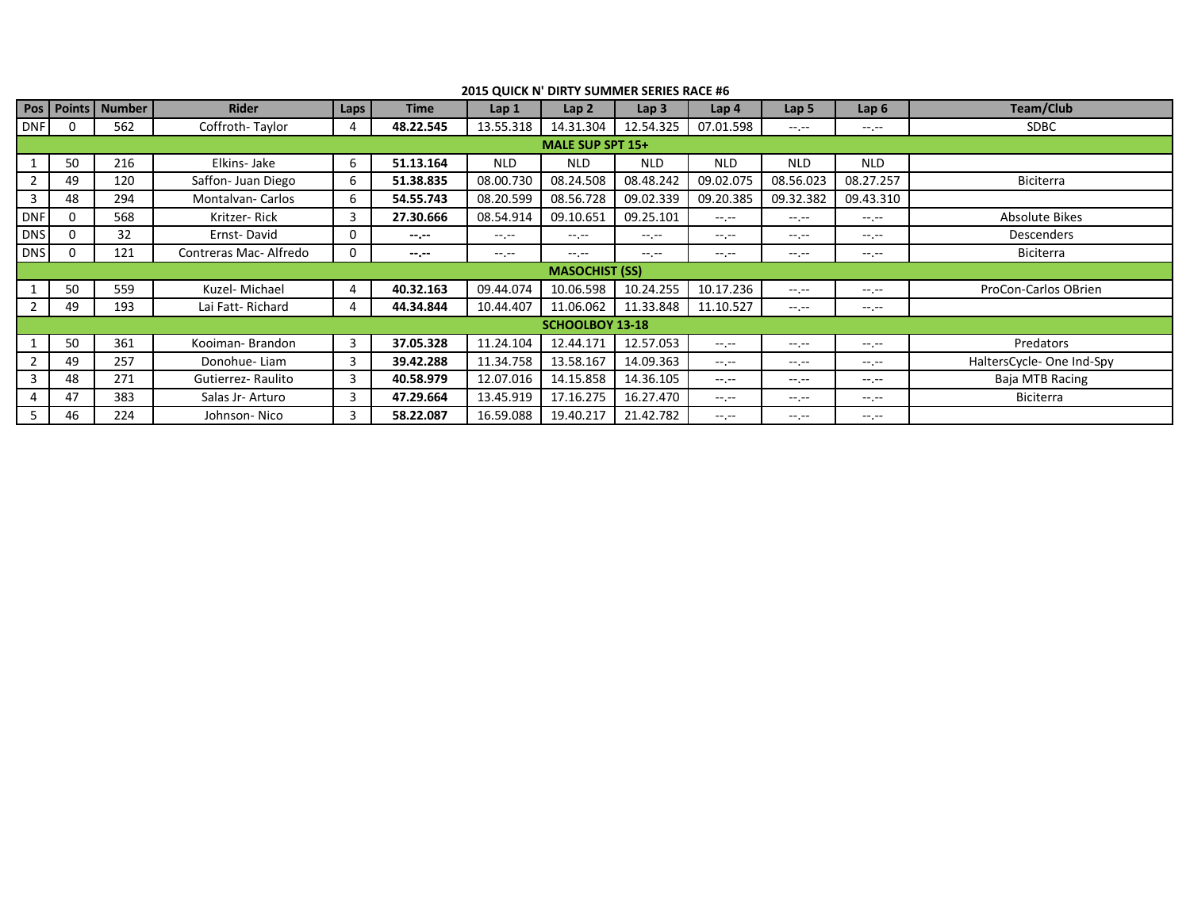**2015 QUICK N' DIRTY SUMMER SERIES RACE #6**

| Pos | Points | Number | Rider | Laps | Time | Lap 1 | Lap 2 | Lap 3 | Lap 4 | Lap 5 | Lap 6 | Team/Club |
|---|---|---|---|---|---|---|---|---|---|---|---|---|
| DNF | 0 | 562 | Coffroth- Taylor | 4 | **48.22.545** | 13.55.318 | 14.31.304 | 12.54.325 | 07.01.598 | --.-- | --.-- | SDBC |
| **MALE SUP SPT 15+** | | | | | | | | | | | | |
| 1 | 50 | 216 | Elkins- Jake | 6 | **51.13.164** | NLD | NLD | NLD | NLD | NLD | NLD | |
| 2 | 49 | 120 | Saffon- Juan Diego | 6 | **51.38.835** | 08.00.730 | 08.24.508 | 08.48.242 | 09.02.075 | 08.56.023 | 08.27.257 | Biciterra |
| 3 | 48 | 294 | Montalvan- Carlos | 6 | **54.55.743** | 08.20.599 | 08.56.728 | 09.02.339 | 09.20.385 | 09.32.382 | 09.43.310 | |
| DNF | 0 | 568 | Kritzer- Rick | 3 | **27.30.666** | 08.54.914 | 09.10.651 | 09.25.101 | --.-- | --.-- | --.-- | Absolute Bikes |
| DNS | 0 | 32 | Ernst- David | 0 | **--.--** | --.-- | --.-- | --.-- | --.-- | --.-- | --.-- | Descenders |
| DNS | 0 | 121 | Contreras Mac- Alfredo | 0 | **--.--** | --.-- | --.-- | --.-- | --.-- | --.-- | --.-- | Biciterra |
| **MASOCHIST (SS)** | | | | | | | | | | | | |
| 1 | 50 | 559 | Kuzel- Michael | 4 | **40.32.163** | 09.44.074 | 10.06.598 | 10.24.255 | 10.17.236 | --.-- | --.-- | ProCon-Carlos OBrien |
| 2 | 49 | 193 | Lai Fatt- Richard | 4 | **44.34.844** | 10.44.407 | 11.06.062 | 11.33.848 | 11.10.527 | --.-- | --.-- | |
| **SCHOOLBOY 13-18** | | | | | | | | | | | | |
| 1 | 50 | 361 | Kooiman- Brandon | 3 | **37.05.328** | 11.24.104 | 12.44.171 | 12.57.053 | --.-- | --.-- | --.-- | Predators |
| 2 | 49 | 257 | Donohue- Liam | 3 | **39.42.288** | 11.34.758 | 13.58.167 | 14.09.363 | --.-- | --.-- | --.-- | HaltersCycle- One Ind-Spy |
| 3 | 48 | 271 | Gutierrez- Raulito | 3 | **40.58.979** | 12.07.016 | 14.15.858 | 14.36.105 | --.-- | --.-- | --.-- | Baja MTB Racing |
| 4 | 47 | 383 | Salas Jr- Arturo | 3 | **47.29.664** | 13.45.919 | 17.16.275 | 16.27.470 | --.-- | --.-- | --.-- | Biciterra |
| 5 | 46 | 224 | Johnson- Nico | 3 | **58.22.087** | 16.59.088 | 19.40.217 | 21.42.782 | --.-- | --.-- | --.-- | |